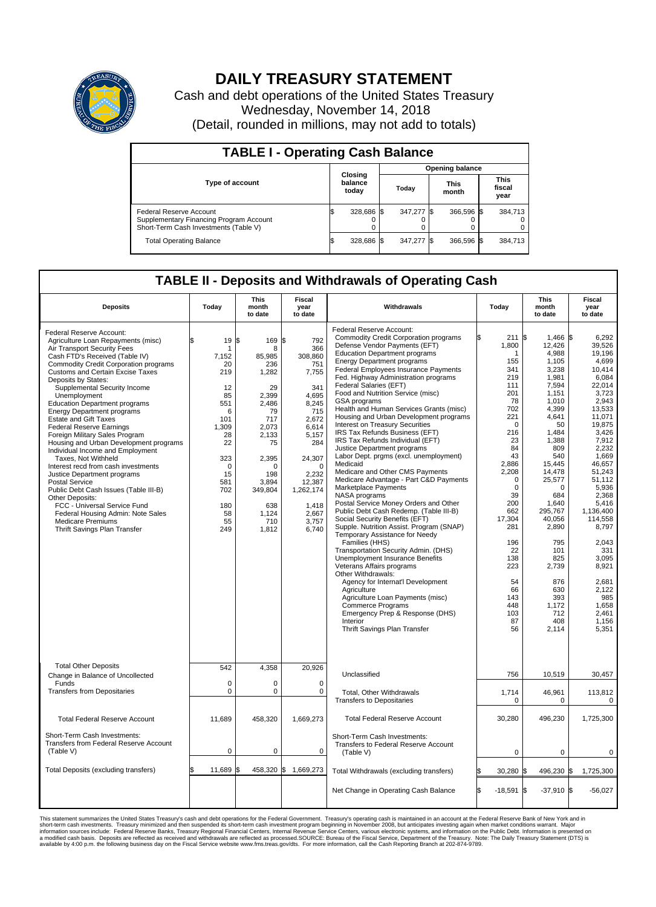# DAILY TREASURY STATEMENT

Cash and debt operations of the United States Treasury
Wednesday, November 14, 2018
(Detail, rounded in millions, may not add to totals)

## TABLE I - Operating Cash Balance

| Type of account | Closing balance today | Opening balance Today | Opening balance This month | Opening balance This fiscal year |
|---|---|---|---|---|
| Federal Reserve Account | $ 328,686 | $ 347,277 | $ 366,596 | $ 384,713 |
| Supplementary Financing Program Account | 0 | 0 | 0 | 0 |
| Short-Term Cash Investments (Table V) | 0 | 0 | 0 | 0 |
| Total Operating Balance | $ 328,686 | $ 347,277 | $ 366,596 | $ 384,713 |

## TABLE II - Deposits and Withdrawals of Operating Cash

| Deposits | Today | This month to date | Fiscal year to date |
|---|---|---|---|
| Federal Reserve Account: | | | |
| Agriculture Loan Repayments (misc) | $ 19 | $ 169 | $ 792 |
| Air Transport Security Fees | 1 | 8 | 366 |
| Cash FTD's Received (Table IV) | 7,152 | 85,985 | 308,860 |
| Commodity Credit Corporation programs | 20 | 236 | 751 |
| Customs and Certain Excise Taxes | 219 | 1,282 | 7,755 |
| Deposits by States: | | | |
| Supplemental Security Income | 12 | 29 | 341 |
| Unemployment | 85 | 2,399 | 4,695 |
| Education Department programs | 551 | 2,486 | 8,245 |
| Energy Department programs | 6 | 79 | 715 |
| Estate and Gift Taxes | 101 | 717 | 2,672 |
| Federal Reserve Earnings | 1,309 | 2,073 | 6,614 |
| Foreign Military Sales Program | 28 | 2,133 | 5,157 |
| Housing and Urban Development programs | 22 | 75 | 284 |
| Individual Income and Employment Taxes, Not Withheld | 323 | 2,395 | 24,307 |
| Interest recd from cash investments | 0 | 0 | 0 |
| Justice Department programs | 15 | 198 | 2,232 |
| Postal Service | 581 | 3,894 | 12,387 |
| Public Debt Cash Issues (Table III-B) | 702 | 349,804 | 1,262,174 |
| Other Deposits: | | | |
| FCC - Universal Service Fund | 180 | 638 | 1,418 |
| Federal Housing Admin: Note Sales | 58 | 1,124 | 2,667 |
| Medicare Premiums | 55 | 710 | 3,757 |
| Thrift Savings Plan Transfer | 249 | 1,812 | 6,740 |
| Total Other Deposits | 542 | 4,358 | 20,926 |
| Change in Balance of Uncollected Funds | 0 | 0 | 0 |
| Transfers from Depositaries | 0 | 0 | 0 |
| Total Federal Reserve Account | 11,689 | 458,320 | 1,669,273 |
| Short-Term Cash Investments: Transfers from Federal Reserve Account (Table V) | 0 | 0 | 0 |
| Total Deposits (excluding transfers) | $ 11,689 | $ 458,320 | $ 1,669,273 |

| Withdrawals | Today | This month to date | Fiscal year to date |
|---|---|---|---|
| Federal Reserve Account: | | | |
| Commodity Credit Corporation programs | $ 211 | $ 1,466 | $ 6,292 |
| Defense Vendor Payments (EFT) | 1,800 | 12,426 | 39,526 |
| Education Department programs | 1 | 4,988 | 19,196 |
| Energy Department programs | 155 | 1,105 | 4,699 |
| Federal Employees Insurance Payments | 341 | 3,238 | 10,414 |
| Fed. Highway Administration programs | 219 | 1,981 | 6,084 |
| Federal Salaries (EFT) | 111 | 7,594 | 22,014 |
| Food and Nutrition Service (misc) | 201 | 1,151 | 3,723 |
| GSA programs | 78 | 1,010 | 2,943 |
| Health and Human Services Grants (misc) | 702 | 4,399 | 13,533 |
| Housing and Urban Development programs | 221 | 4,641 | 11,071 |
| Interest on Treasury Securities | 0 | 50 | 19,875 |
| IRS Tax Refunds Business (EFT) | 216 | 1,484 | 3,426 |
| IRS Tax Refunds Individual (EFT) | 23 | 1,388 | 7,912 |
| Justice Department programs | 84 | 809 | 2,232 |
| Labor Dept. prgms (excl. unemployment) | 43 | 540 | 1,669 |
| Medicaid | 2,886 | 15,445 | 46,657 |
| Medicare and Other CMS Payments | 2,208 | 14,478 | 51,243 |
| Medicare Advantage - Part C&D Payments | 0 | 25,577 | 51,112 |
| Marketplace Payments | 0 | 0 | 5,936 |
| NASA programs | 39 | 684 | 2,368 |
| Postal Service Money Orders and Other | 200 | 1,640 | 5,416 |
| Public Debt Cash Redemp. (Table III-B) | 662 | 295,767 | 1,136,400 |
| Social Security Benefits (EFT) | 17,304 | 40,056 | 114,558 |
| Supple. Nutrition Assist. Program (SNAP) | 281 | 2,890 | 8,797 |
| Temporary Assistance for Needy Families (HHS) | 196 | 795 | 2,043 |
| Transportation Security Admin. (DHS) | 22 | 101 | 331 |
| Unemployment Insurance Benefits | 138 | 825 | 3,095 |
| Veterans Affairs programs | 223 | 2,739 | 8,921 |
| Other Withdrawals: | | | |
| Agency for Internat'l Development | 54 | 876 | 2,681 |
| Agriculture | 66 | 630 | 2,122 |
| Agriculture Loan Payments (misc) | 143 | 393 | 985 |
| Commerce Programs | 448 | 1,172 | 1,658 |
| Emergency Prep & Response (DHS) | 103 | 712 | 2,461 |
| Interior | 87 | 408 | 1,156 |
| Thrift Savings Plan Transfer | 56 | 2,114 | 5,351 |
| Unclassified | 756 | 10,519 | 30,457 |
| Total, Other Withdrawals | 1,714 | 46,961 | 113,812 |
| Transfers to Depositaries | 0 | 0 | 0 |
| Total Federal Reserve Account | 30,280 | 496,230 | 1,725,300 |
| Short-Term Cash Investments: Transfers to Federal Reserve Account (Table V) | 0 | 0 | 0 |
| Total Withdrawals (excluding transfers) | $ 30,280 | $ 496,230 | $ 1,725,300 |
| Net Change in Operating Cash Balance | $ -18,591 | $ -37,910 | $ -56,027 |

This statement summarizes the United States Treasury's cash and debt operations for the Federal Government. Treasury's operating cash is maintained in an account at the Federal Reserve Bank of New York and in short-term cash investments. Treasury minimized and then suspended its short-term cash investment program beginning in November 2008, but anticipates investing again when market conditions warrant. Major information sources include: Federal Reserve Banks, Treasury Regional Financial Centers, Internal Revenue Service Centers, various electronic systems, and information on the Public Debt. Information is presented on a modified cash basis. Deposits are reflected as received and withdrawals are reflected as processed.SOURCE: Bureau of the Fiscal Service, Department of the Treasury. Note: The Daily Treasury Statement (DTS) is available by 4:00 p.m. the following business day on the Fiscal Service website www.fms.treas.gov/dts. For more information, call the Cash Reporting Branch at 202-874-9789.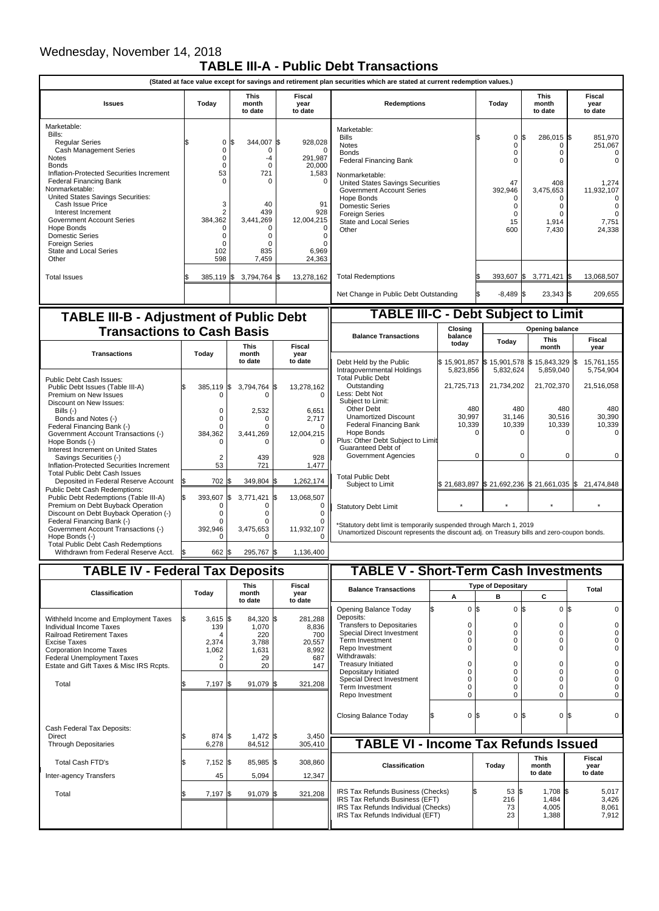Wednesday, November 14, 2018

# TABLE III-A - Public Debt Transactions

(Stated at face value except for savings and retirement plan securities which are stated at current redemption values.)

| Issues | Today | This month to date | Fiscal year to date |
|---|---|---|---|
| Marketable: | | | |
| Bills: | | | |
| Regular Series | $ 0 | $ 344,007 | $ 928,028 |
| Cash Management Series | 0 | 0 | 0 |
| Notes | 0 | -4 | 291,987 |
| Bonds | 0 | 0 | 20,000 |
| Inflation-Protected Securities Increment | 53 | 721 | 1,583 |
| Federal Financing Bank | 0 | 0 | 0 |
| Nonmarketable: | | | |
| United States Savings Securities: | | | |
| Cash Issue Price | 3 | 40 | 91 |
| Interest Increment | 2 | 439 | 928 |
| Government Account Series | 384,362 | 3,441,269 | 12,004,215 |
| Hope Bonds | 0 | 0 | 0 |
| Domestic Series | 0 | 0 | 0 |
| Foreign Series | 0 | 0 | 0 |
| State and Local Series | 102 | 835 | 6,969 |
| Other | 598 | 7,459 | 24,363 |
| Total Issues | $ 385,119 | $ 3,794,764 | $ 13,278,162 |

| Redemptions | Today | This month to date | Fiscal year to date |
|---|---|---|---|
| Marketable: | | | |
| Bills | $ 0 | $ 286,015 | $ 851,970 |
| Notes | 0 | 0 | 251,067 |
| Bonds | 0 | 0 | 0 |
| Federal Financing Bank | 0 | 0 | 0 |
| Nonmarketable: | | | |
| United States Savings Securities | 47 | 408 | 1,274 |
| Government Account Series | 392,946 | 3,475,653 | 11,932,107 |
| Hope Bonds | 0 | 0 | 0 |
| Domestic Series | 0 | 0 | 0 |
| Foreign Series | 0 | 0 | 0 |
| State and Local Series | 15 | 1,914 | 7,751 |
| Other | 600 | 7,430 | 24,338 |
| Total Redemptions | $ 393,607 | $ 3,771,421 | $ 13,068,507 |
| Net Change in Public Debt Outstanding | $ -8,489 | $ 23,343 | $ 209,655 |

# TABLE III-B - Adjustment of Public Debt Transactions to Cash Basis

| Transactions | Today | This month to date | Fiscal year to date |
|---|---|---|---|
| Public Debt Cash Issues: | | | |
| Public Debt Issues (Table III-A) | $ 385,119 | $ 3,794,764 | $ 13,278,162 |
| Premium on New Issues | 0 | 0 | 0 |
| Discount on New Issues: | | | |
| Bills (-) | 0 | 2,532 | 6,651 |
| Bonds and Notes (-) | 0 | 0 | 2,717 |
| Federal Financing Bank (-) | 0 | 0 | 0 |
| Government Account Transactions (-) | 384,362 | 3,441,269 | 12,004,215 |
| Hope Bonds (-) | 0 | 0 | 0 |
| Interest Increment on United States Savings Securities (-) | 2 | 439 | 928 |
| Inflation-Protected Securities Increment | 53 | 721 | 1,477 |
| Total Public Debt Cash Issues Deposited in Federal Reserve Account | $ 702 | $ 349,804 | $ 1,262,174 |
| Public Debt Cash Redemptions: | | | |
| Public Debt Redemptions (Table III-A) | $ 393,607 | $ 3,771,421 | $ 13,068,507 |
| Premium on Debt Buyback Operation | 0 | 0 | 0 |
| Discount on Debt Buyback Operation (-) | 0 | 0 | 0 |
| Federal Financing Bank (-) | 0 | 0 | 0 |
| Government Account Transactions (-) | 392,946 | 3,475,653 | 11,932,107 |
| Hope Bonds (-) | 0 | 0 | 0 |
| Total Public Debt Cash Redemptions Withdrawn from Federal Reserve Acct. | $ 662 | $ 295,767 | $ 1,136,400 |

# TABLE III-C - Debt Subject to Limit

| Balance Transactions | Closing balance today | Opening balance Today | Opening balance This month | Opening balance Fiscal year |
|---|---|---|---|---|
| Debt Held by the Public | $ 15,901,857 | $ 15,901,578 | $ 15,843,329 | $ 15,761,155 |
| Intragovernmental Holdings | 5,823,856 | 5,832,624 | 5,859,040 | 5,754,904 |
| Total Public Debt Outstanding | 21,725,713 | 21,734,202 | 21,702,370 | 21,516,058 |
| Less: Debt Not Subject to Limit: | | | | |
| Other Debt | 480 | 480 | 480 | 480 |
| Unamortized Discount | 30,997 | 31,146 | 30,516 | 30,390 |
| Federal Financing Bank | 10,339 | 10,339 | 10,339 | 10,339 |
| Hope Bonds | 0 | 0 | 0 | 0 |
| Plus: Other Debt Subject to Limit | | | | |
| Guaranteed Debt of Government Agencies | 0 | 0 | 0 | 0 |
| Total Public Debt Subject to Limit | $ 21,683,897 | $ 21,692,236 | $ 21,661,035 | $ 21,474,848 |
| Statutory Debt Limit | * | * | * | * |

*Statutory debt limit is temporarily suspended through March 1, 2019
Unamortized Discount represents the discount adj. on Treasury bills and zero-coupon bonds.

# TABLE IV - Federal Tax Deposits

| Classification | Today | This month to date | Fiscal year to date |
|---|---|---|---|
| Withheld Income and Employment Taxes | $ 3,615 | $ 84,320 | $ 281,288 |
| Individual Income Taxes | 139 | 1,070 | 8,836 |
| Railroad Retirement Taxes | 4 | 220 | 700 |
| Excise Taxes | 2,374 | 3,788 | 20,557 |
| Corporation Income Taxes | 1,062 | 1,631 | 8,992 |
| Federal Unemployment Taxes | 2 | 29 | 687 |
| Estate and Gift Taxes & Misc IRS Rcpts. | 0 | 20 | 147 |
| Total | $ 7,197 | $ 91,079 | $ 321,208 |
| Cash Federal Tax Deposits: | | | |
| Direct | $ 874 | $ 1,472 | $ 3,450 |
| Through Depositaries | 6,278 | 84,512 | 305,410 |
| Total Cash FTD's | $ 7,152 | $ 85,985 | $ 308,860 |
| Inter-agency Transfers | 45 | 5,094 | 12,347 |
| Total | $ 7,197 | $ 91,079 | $ 321,208 |

# TABLE V - Short-Term Cash Investments

| Balance Transactions | Type of Depositary A | Type of Depositary B | Type of Depositary C | Total |
|---|---|---|---|---|
| Opening Balance Today | $ 0 | $ 0 | $ 0 | $ 0 |
| Deposits: | | | | |
| Transfers to Depositaries | 0 | 0 | 0 | 0 |
| Special Direct Investment | 0 | 0 | 0 | 0 |
| Term Investment | 0 | 0 | 0 | 0 |
| Repo Investment | 0 | 0 | 0 | 0 |
| Withdrawals: | | | | |
| Treasury Initiated | 0 | 0 | 0 | 0 |
| Depositary Initiated | 0 | 0 | 0 | 0 |
| Special Direct Investment | 0 | 0 | 0 | 0 |
| Term Investment | 0 | 0 | 0 | 0 |
| Repo Investment | 0 | 0 | 0 | 0 |
| Closing Balance Today | $ 0 | $ 0 | $ 0 | $ 0 |

# TABLE VI - Income Tax Refunds Issued

| Classification | Today | This month to date | Fiscal year to date |
|---|---|---|---|
| IRS Tax Refunds Business (Checks) | $ 53 | $ 1,708 | $ 5,017 |
| IRS Tax Refunds Business (EFT) | 216 | 1,484 | 3,426 |
| IRS Tax Refunds Individual (Checks) | 73 | 4,005 | 8,061 |
| IRS Tax Refunds Individual (EFT) | 23 | 1,388 | 7,912 |